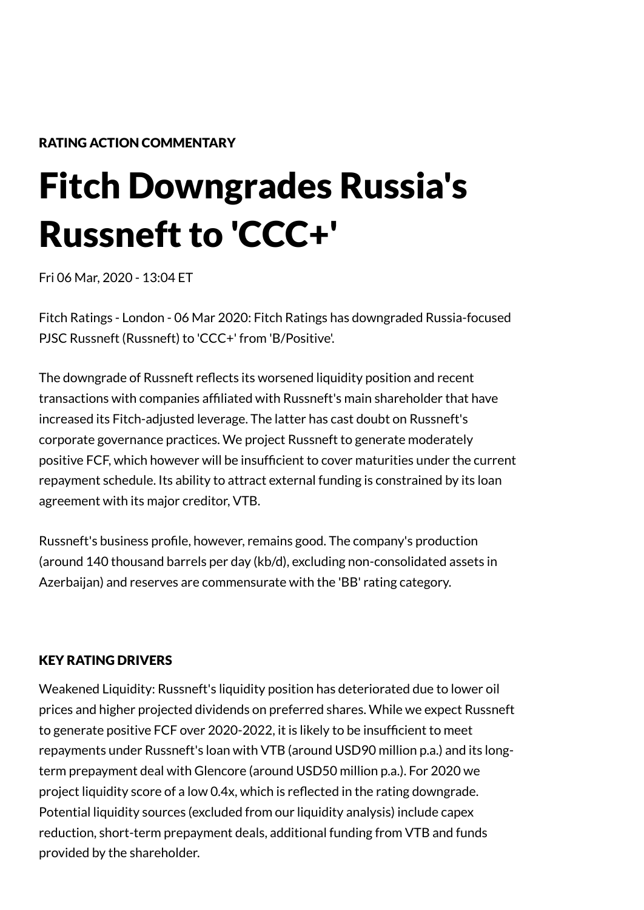RATING ACTION COMMENTARY

# Fitch Downgrades Russia's Russneft to 'CCC+'

Fri 06 Mar, 2020 - 13:04 ET

Fitch Ratings - London - 06 Mar 2020: Fitch Ratings has downgraded Russia-focused PJSC Russneft (Russneft) to 'CCC+' from 'B/Positive'.

The downgrade of Russneft reflects its worsened liquidity position and recent transactions with companies affiliated with Russneft's main shareholder that have increased its Fitch-adjusted leverage. The latter has cast doubt on Russneft's corporate governance practices. We project Russneft to generate moderately positive FCF, which however will be insufficient to cover maturities under the current repayment schedule. Its ability to attract external funding is constrained by its loan agreement with its major creditor, VTB.

Russneft's business profile, however, remains good. The company's production (around 140 thousand barrels per day (kb/d), excluding non-consolidated assets in Azerbaijan) and reserves are commensurate with the 'BB' rating category.

## KEY RATING DRIVERS

Weakened Liquidity: Russneft's liquidity position has deteriorated due to lower oil prices and higher projected dividends on preferred shares. While we expect Russneft to generate positive FCF over 2020-2022, it is likely to be insufficient to meet repayments under Russneft's loan with VTB (around USD90 million p.a.) and its long-term prepayment deal with Glencore (around USD50 million p.a.). For 2020 we project liquidity score of a low 0.4x, which is reflected in the rating downgrade. Potential liquidity sources (excluded from our liquidity analysis) include capex reduction, short-term prepayment deals, additional funding from VTB and funds provided by the shareholder.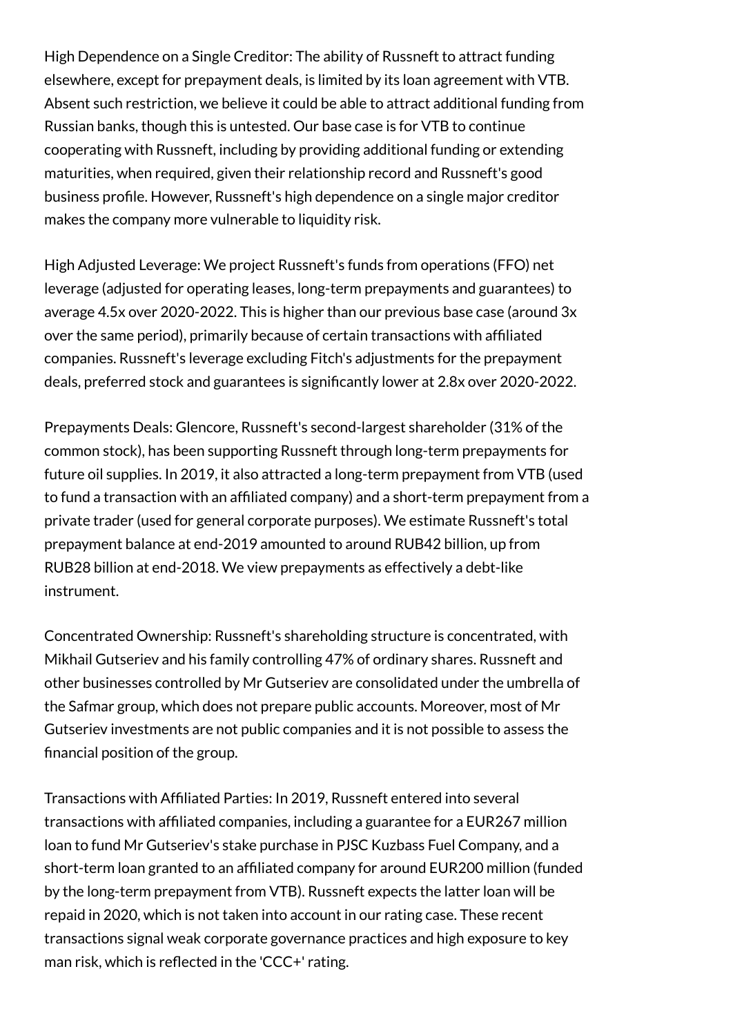High Dependence on a Single Creditor: The ability of Russneft to attract funding elsewhere, except for prepayment deals, is limited by its loan agreement with VTB. Absent such restriction, we believe it could be able to attract additional funding from Russian banks, though this is untested. Our base case is for VTB to continue cooperating with Russneft, including by providing additional funding or extending maturities, when required, given their relationship record and Russneft's good business profile. However, Russneft's high dependence on a single major creditor makes the company more vulnerable to liquidity risk.

High Adjusted Leverage: We project Russneft's funds from operations (FFO) net leverage (adjusted for operating leases, long-term prepayments and guarantees) to average 4.5x over 2020-2022. This is higher than our previous base case (around 3x over the same period), primarily because of certain transactions with affiliated companies. Russneft's leverage excluding Fitch's adjustments for the prepayment deals, preferred stock and guarantees is significantly lower at 2.8x over 2020-2022.

Prepayments Deals: Glencore, Russneft's second-largest shareholder (31% of the common stock), has been supporting Russneft through long-term prepayments for future oil supplies. In 2019, it also attracted a long-term prepayment from VTB (used to fund a transaction with an affiliated company) and a short-term prepayment from a private trader (used for general corporate purposes). We estimate Russneft's total prepayment balance at end-2019 amounted to around RUB42 billion, up from RUB28 billion at end-2018. We view prepayments as effectively a debt-like instrument.

Concentrated Ownership: Russneft's shareholding structure is concentrated, with Mikhail Gutseriev and his family controlling 47% of ordinary shares. Russneft and other businesses controlled by Mr Gutseriev are consolidated under the umbrella of the Safmar group, which does not prepare public accounts. Moreover, most of Mr Gutseriev investments are not public companies and it is not possible to assess the financial position of the group.

Transactions with Affiliated Parties: In 2019, Russneft entered into several transactions with affiliated companies, including a guarantee for a EUR267 million loan to fund Mr Gutseriev's stake purchase in PJSC Kuzbass Fuel Company, and a short-term loan granted to an affiliated company for around EUR200 million (funded by the long-term prepayment from VTB). Russneft expects the latter loan will be repaid in 2020, which is not taken into account in our rating case. These recent transactions signal weak corporate governance practices and high exposure to key man risk, which is reflected in the 'CCC+' rating.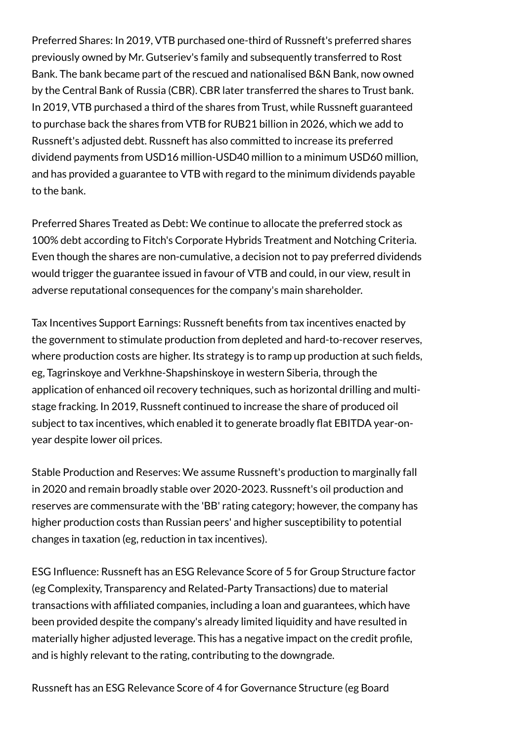Preferred Shares: In 2019, VTB purchased one-third of Russneft's preferred shares previously owned by Mr. Gutseriev's family and subsequently transferred to Rost Bank. The bank became part of the rescued and nationalised B&N Bank, now owned by the Central Bank of Russia (CBR). CBR later transferred the shares to Trust bank. In 2019, VTB purchased a third of the shares from Trust, while Russneft guaranteed to purchase back the shares from VTB for RUB21 billion in 2026, which we add to Russneft's adjusted debt. Russneft has also committed to increase its preferred dividend payments from USD16 million-USD40 million to a minimum USD60 million, and has provided a guarantee to VTB with regard to the minimum dividends payable to the bank.

Preferred Shares Treated as Debt: We continue to allocate the preferred stock as 100% debt according to Fitch's Corporate Hybrids Treatment and Notching Criteria. Even though the shares are non-cumulative, a decision not to pay preferred dividends would trigger the guarantee issued in favour of VTB and could, in our view, result in adverse reputational consequences for the company's main shareholder.

Tax Incentives Support Earnings: Russneft benefits from tax incentives enacted by the government to stimulate production from depleted and hard-to-recover reserves, where production costs are higher. Its strategy is to ramp up production at such fields, eg, Tagrinskoye and Verkhne-Shapshinskoye in western Siberia, through the application of enhanced oil recovery techniques, such as horizontal drilling and multi-stage fracking. In 2019, Russneft continued to increase the share of produced oil subject to tax incentives, which enabled it to generate broadly flat EBITDA year-on-year despite lower oil prices.

Stable Production and Reserves: We assume Russneft's production to marginally fall in 2020 and remain broadly stable over 2020-2023. Russneft's oil production and reserves are commensurate with the 'BB' rating category; however, the company has higher production costs than Russian peers' and higher susceptibility to potential changes in taxation (eg, reduction in tax incentives).

ESG Influence: Russneft has an ESG Relevance Score of 5 for Group Structure factor (eg Complexity, Transparency and Related-Party Transactions) due to material transactions with affiliated companies, including a loan and guarantees, which have been provided despite the company's already limited liquidity and have resulted in materially higher adjusted leverage. This has a negative impact on the credit profile, and is highly relevant to the rating, contributing to the downgrade.

Russneft has an ESG Relevance Score of 4 for Governance Structure (eg Board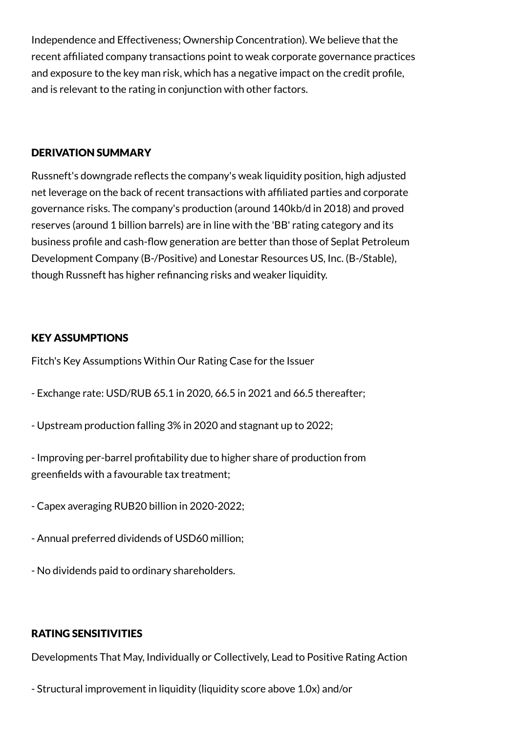Independence and Effectiveness; Ownership Concentration). We believe that the recent affiliated company transactions point to weak corporate governance practices and exposure to the key man risk, which has a negative impact on the credit profile, and is relevant to the rating in conjunction with other factors.

## DERIVATION SUMMARY

Russneft's downgrade reflects the company's weak liquidity position, high adjusted net leverage on the back of recent transactions with affiliated parties and corporate governance risks. The company's production (around 140kb/d in 2018) and proved reserves (around 1 billion barrels) are in line with the 'BB' rating category and its business profile and cash-flow generation are better than those of Seplat Petroleum Development Company (B-/Positive) and Lonestar Resources US, Inc. (B-/Stable), though Russneft has higher refinancing risks and weaker liquidity.

## KEY ASSUMPTIONS

Fitch's Key Assumptions Within Our Rating Case for the Issuer

- Exchange rate: USD/RUB 65.1 in 2020, 66.5 in 2021 and 66.5 thereafter;

- Upstream production falling 3% in 2020 and stagnant up to 2022;

- Improving per-barrel profitability due to higher share of production from greenfields with a favourable tax treatment;

- Capex averaging RUB20 billion in 2020-2022;

- Annual preferred dividends of USD60 million;

- No dividends paid to ordinary shareholders.

## RATING SENSITIVITIES

Developments That May, Individually or Collectively, Lead to Positive Rating Action

- Structural improvement in liquidity (liquidity score above 1.0x) and/or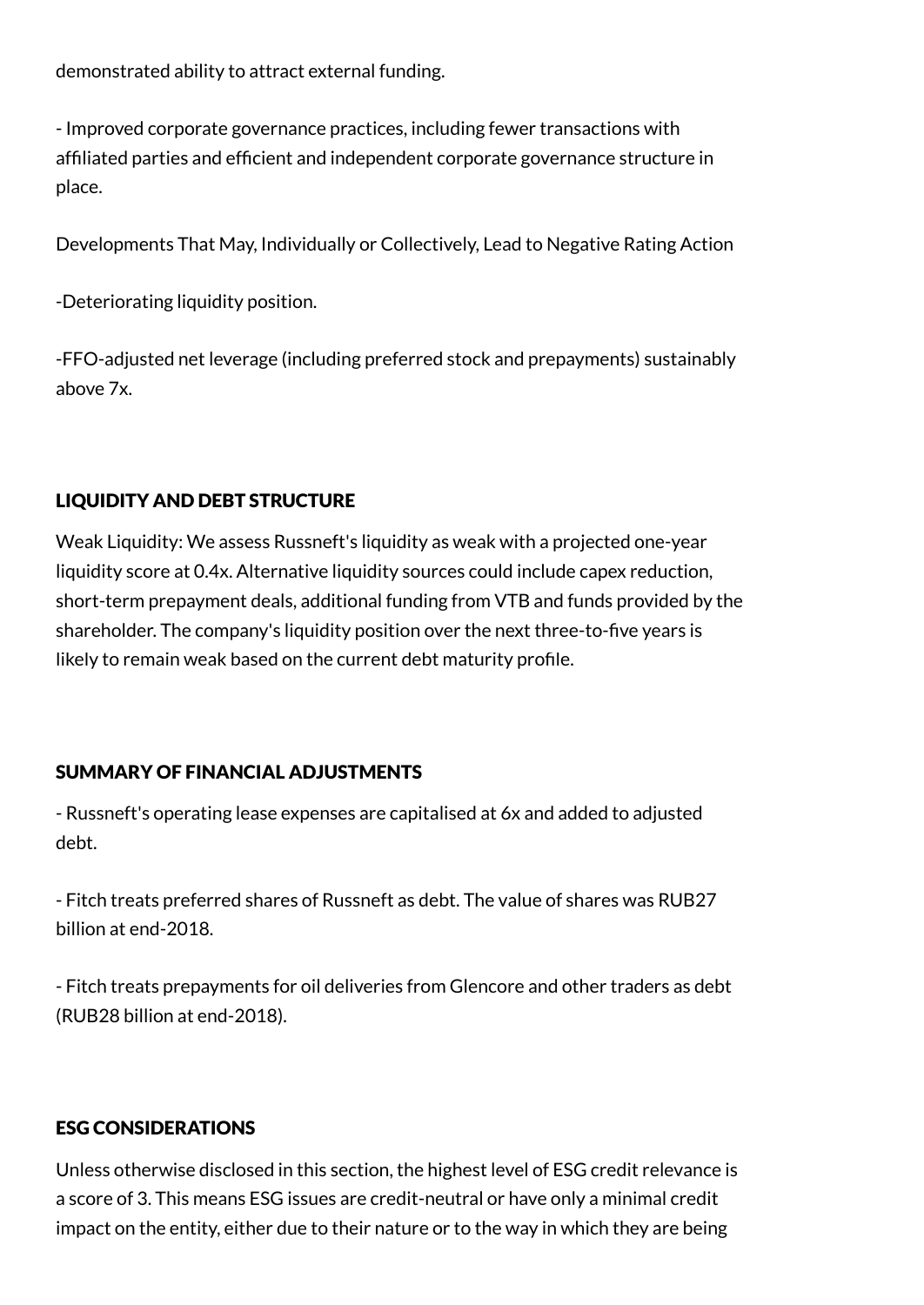demonstrated ability to attract external funding.

- Improved corporate governance practices, including fewer transactions with affiliated parties and efficient and independent corporate governance structure in place.

Developments That May, Individually or Collectively, Lead to Negative Rating Action

-Deteriorating liquidity position.

-FFO-adjusted net leverage (including preferred stock and prepayments) sustainably above 7x.

## LIQUIDITY AND DEBT STRUCTURE

Weak Liquidity: We assess Russneft's liquidity as weak with a projected one-year liquidity score at 0.4x. Alternative liquidity sources could include capex reduction, short-term prepayment deals, additional funding from VTB and funds provided by the shareholder. The company's liquidity position over the next three-to-five years is likely to remain weak based on the current debt maturity profile.

## SUMMARY OF FINANCIAL ADJUSTMENTS

- Russneft's operating lease expenses are capitalised at 6x and added to adjusted debt.

- Fitch treats preferred shares of Russneft as debt. The value of shares was RUB27 billion at end-2018.

- Fitch treats prepayments for oil deliveries from Glencore and other traders as debt (RUB28 billion at end-2018).

## ESG CONSIDERATIONS

Unless otherwise disclosed in this section, the highest level of ESG credit relevance is a score of 3. This means ESG issues are credit-neutral or have only a minimal credit impact on the entity, either due to their nature or to the way in which they are being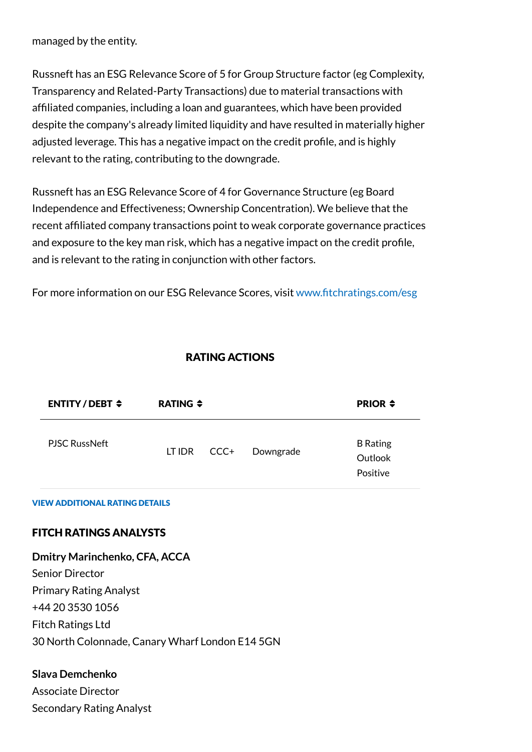managed by the entity.

Russneft has an ESG Relevance Score of 5 for Group Structure factor (eg Complexity, Transparency and Related-Party Transactions) due to material transactions with affiliated companies, including a loan and guarantees, which have been provided despite the company's already limited liquidity and have resulted in materially higher adjusted leverage. This has a negative impact on the credit profile, and is highly relevant to the rating, contributing to the downgrade.

Russneft has an ESG Relevance Score of 4 for Governance Structure (eg Board Independence and Effectiveness; Ownership Concentration). We believe that the recent affiliated company transactions point to weak corporate governance practices and exposure to the key man risk, which has a negative impact on the credit profile, and is relevant to the rating in conjunction with other factors.

For more information on our ESG Relevance Scores, visit www.fitchratings.com/esg

## RATING ACTIONS

| ENTITY / DEBT | RATING | | | PRIOR |
|---|---|---|---|---|
| PJSC RussNeft | LT IDR | CCC+ | Downgrade | B Rating Outlook Positive |

VIEW ADDITIONAL RATING DETAILS

## FITCH RATINGS ANALYSTS

**Dmitry Marinchenko, CFA, ACCA**
Senior Director
Primary Rating Analyst
+44 20 3530 1056
Fitch Ratings Ltd
30 North Colonnade, Canary Wharf London E14 5GN

**Slava Demchenko**
Associate Director
Secondary Rating Analyst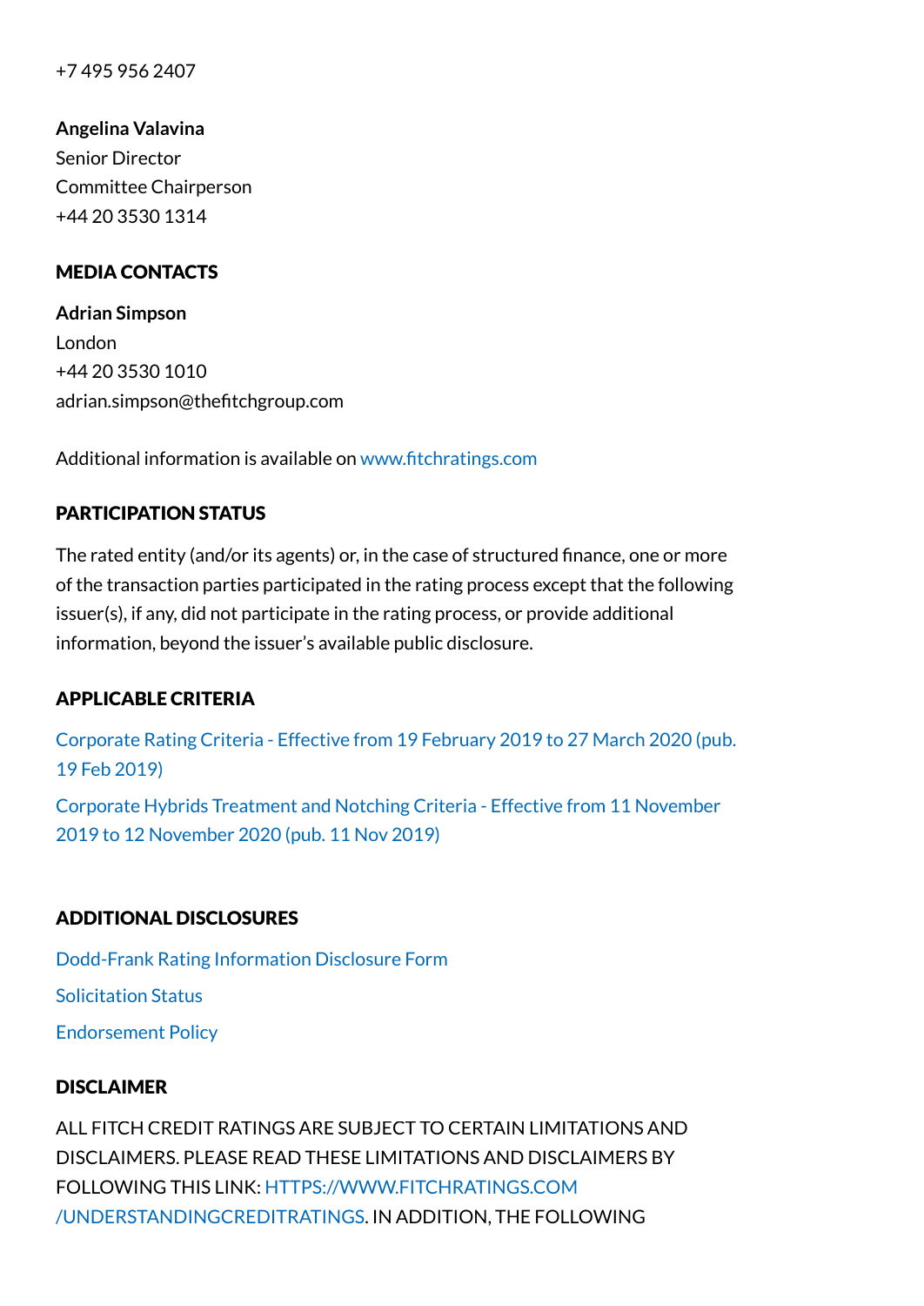+7 495 956 2407

**Angelina Valavina**
Senior Director
Committee Chairperson
+44 20 3530 1314

## MEDIA CONTACTS

**Adrian Simpson**
London
+44 20 3530 1010
adrian.simpson@thefitchgroup.com

Additional information is available on www.fitchratings.com

## PARTICIPATION STATUS

The rated entity (and/or its agents) or, in the case of structured finance, one or more of the transaction parties participated in the rating process except that the following issuer(s), if any, did not participate in the rating process, or provide additional information, beyond the issuer's available public disclosure.

## APPLICABLE CRITERIA

Corporate Rating Criteria - Effective from 19 February 2019 to 27 March 2020 (pub. 19 Feb 2019)

Corporate Hybrids Treatment and Notching Criteria - Effective from 11 November 2019 to 12 November 2020 (pub. 11 Nov 2019)

## ADDITIONAL DISCLOSURES

Dodd-Frank Rating Information Disclosure Form

Solicitation Status

Endorsement Policy

## DISCLAIMER

ALL FITCH CREDIT RATINGS ARE SUBJECT TO CERTAIN LIMITATIONS AND DISCLAIMERS. PLEASE READ THESE LIMITATIONS AND DISCLAIMERS BY FOLLOWING THIS LINK: HTTPS://WWW.FITCHRATINGS.COM/UNDERSTANDINGCREDITRATINGS. IN ADDITION, THE FOLLOWING